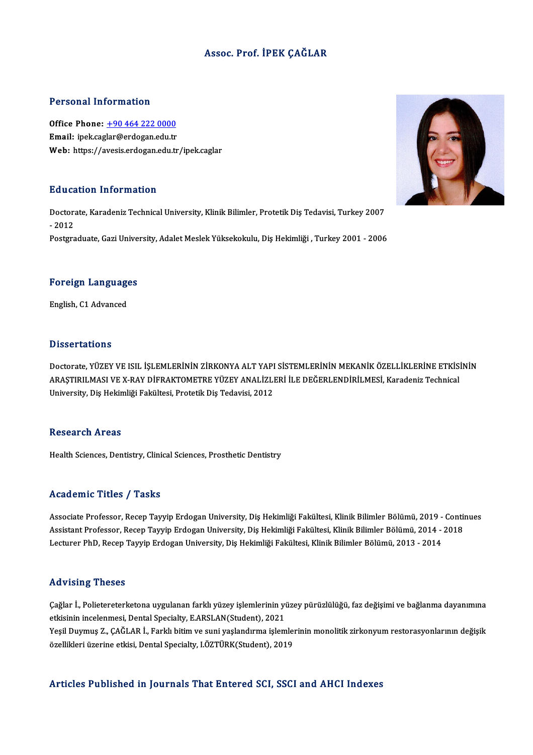# Assoc. Prof. İPEK ÇAĞLAR

## Personal Information

**Office Phone:** +90 464 222 0000
**Email:** ipek.caglar@erdogan.edu.tr
**Web:** https://avesis.erdogan.edu.tr/ipek.caglar

## Education Information

Doctorate, Karadeniz Technical University, Klinik Bilimler, Protetik Diş Tedavisi, Turkey 2007 - 2012
Postgraduate, Gazi University, Adalet Meslek Yüksekokulu, Diş Hekimliği , Turkey 2001 - 2006

## Foreign Languages

English, C1 Advanced

## Dissertations

Doctorate, YÜZEY VE ISIL İŞLEMLERİNİN ZİRKONYA ALT YAPI SİSTEMLERİNİN MEKANİK ÖZELLİKLERİNE ETKİSİNİN ARAŞTIRILMASI VE X-RAY DİFRAKTOMETRE YÜZEY ANALİZLERİ İLE DEĞERLENDİRİLMESİ, Karadeniz Technical University, Diş Hekimliği Fakültesi, Protetik Diş Tedavisi, 2012

## Research Areas

Health Sciences, Dentistry, Clinical Sciences, Prosthetic Dentistry

## Academic Titles / Tasks

Associate Professor, Recep Tayyip Erdogan University, Diş Hekimliği Fakültesi, Klinik Bilimler Bölümü, 2019 - Continues
Assistant Professor, Recep Tayyip Erdogan University, Diş Hekimliği Fakültesi, Klinik Bilimler Bölümü, 2014 - 2018
Lecturer PhD, Recep Tayyip Erdogan University, Diş Hekimliği Fakültesi, Klinik Bilimler Bölümü, 2013 - 2014

## Advising Theses

Çağlar İ., Polietereterketona uygulanan farklı yüzey işlemlerinin yüzey pürüzlülüğü, faz değişimi ve bağlanma dayanımına etkisinin incelenmesi, Dental Specialty, E.ARSLAN(Student), 2021
Yeşil Duymuş Z., ÇAĞLAR İ., Farklı bitim ve suni yaşlandırma işlemlerinin monolitik zirkonyum restorasyonlarının değişik özellikleri üzerine etkisi, Dental Specialty, I.ÖZTÜRK(Student), 2019

## Articles Published in Journals That Entered SCI, SSCI and AHCI Indexes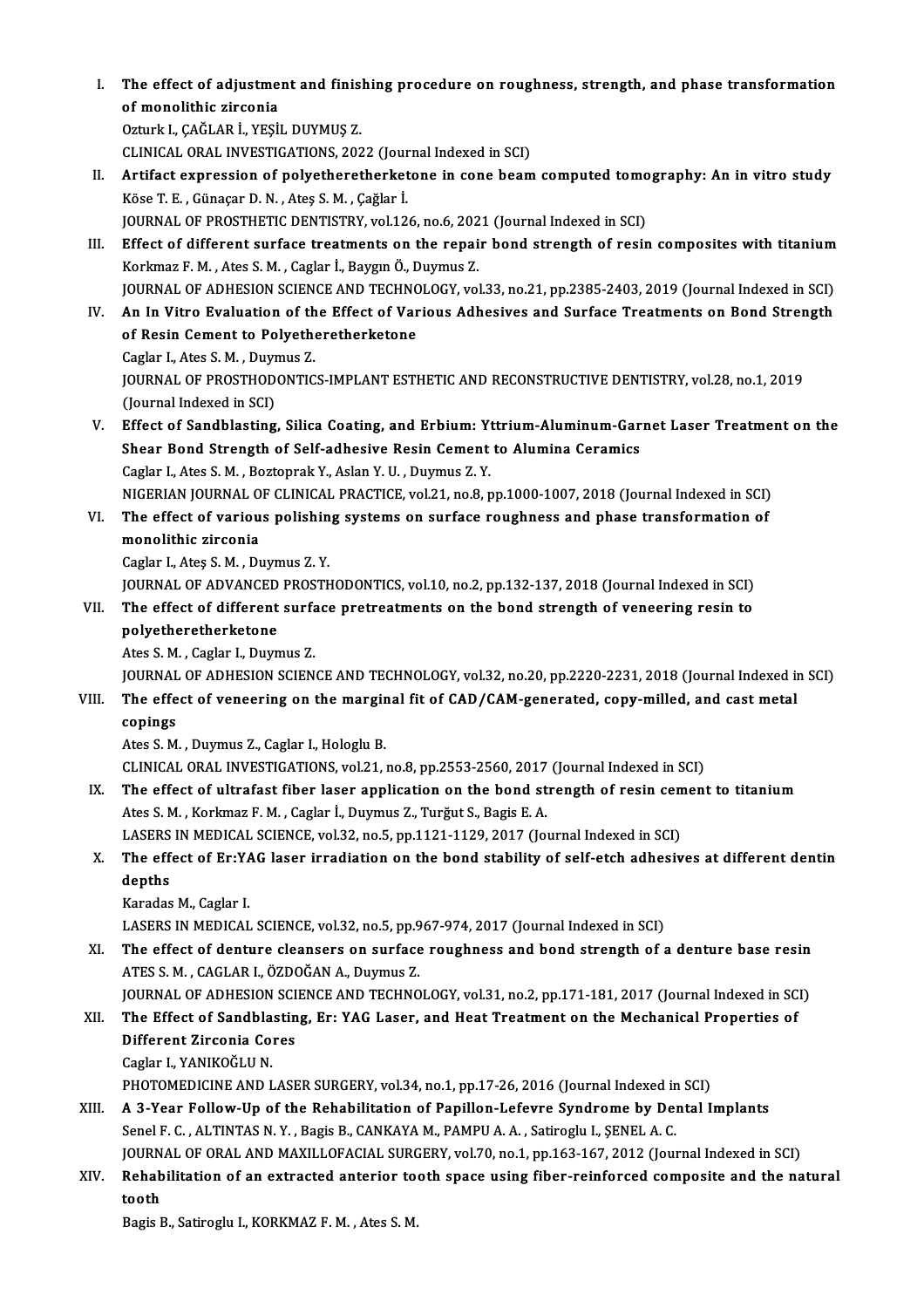I. **The effect of adjustment and finishing procedure on roughness, strength, and phase transformation of monolithic zirconia**
Ozturk I., ÇAĞLAR İ., YEŞİL DUYMUŞ Z.
CLINICAL ORAL INVESTIGATIONS, 2022 (Journal Indexed in SCI)

II. **Artifact expression of polyetheretherketone in cone beam computed tomography: An in vitro study**
Köse T. E. , Günaçar D. N. , Ateş S. M. , Çağlar İ.
JOURNAL OF PROSTHETIC DENTISTRY, vol.126, no.6, 2021 (Journal Indexed in SCI)

III. **Effect of different surface treatments on the repair bond strength of resin composites with titanium**
Korkmaz F. M. , Ates S. M. , Caglar İ., Baygın Ö., Duymus Z.
JOURNAL OF ADHESION SCIENCE AND TECHNOLOGY, vol.33, no.21, pp.2385-2403, 2019 (Journal Indexed in SCI)

IV. **An In Vitro Evaluation of the Effect of Various Adhesives and Surface Treatments on Bond Strength of Resin Cement to Polyetheretherketone**
Caglar I., Ates S. M. , Duymus Z.
JOURNAL OF PROSTHODONTICS-IMPLANT ESTHETIC AND RECONSTRUCTIVE DENTISTRY, vol.28, no.1, 2019 (Journal Indexed in SCI)

V. **Effect of Sandblasting, Silica Coating, and Erbium: Yttrium-Aluminum-Garnet Laser Treatment on the Shear Bond Strength of Self-adhesive Resin Cement to Alumina Ceramics**
Caglar I., Ates S. M. , Boztoprak Y., Aslan Y. U. , Duymus Z. Y.
NIGERIAN JOURNAL OF CLINICAL PRACTICE, vol.21, no.8, pp.1000-1007, 2018 (Journal Indexed in SCI)

VI. **The effect of various polishing systems on surface roughness and phase transformation of monolithic zirconia**
Caglar I., Ateş S. M. , Duymus Z. Y.
JOURNAL OF ADVANCED PROSTHODONTICS, vol.10, no.2, pp.132-137, 2018 (Journal Indexed in SCI)

VII. **The effect of different surface pretreatments on the bond strength of veneering resin to polyetheretherketone**
Ates S. M. , Caglar I., Duymus Z.
JOURNAL OF ADHESION SCIENCE AND TECHNOLOGY, vol.32, no.20, pp.2220-2231, 2018 (Journal Indexed in SCI)

VIII. **The effect of veneering on the marginal fit of CAD/CAM-generated, copy-milled, and cast metal copings**
Ates S. M. , Duymus Z., Caglar I., Hologlu B.
CLINICAL ORAL INVESTIGATIONS, vol.21, no.8, pp.2553-2560, 2017 (Journal Indexed in SCI)

IX. **The effect of ultrafast fiber laser application on the bond strength of resin cement to titanium**
Ates S. M. , Korkmaz F. M. , Caglar İ., Duymus Z., Turğut S., Bagis E. A.
LASERS IN MEDICAL SCIENCE, vol.32, no.5, pp.1121-1129, 2017 (Journal Indexed in SCI)

X. **The effect of Er:YAG laser irradiation on the bond stability of self-etch adhesives at different dentin depths**
Karadas M., Caglar I.
LASERS IN MEDICAL SCIENCE, vol.32, no.5, pp.967-974, 2017 (Journal Indexed in SCI)

XI. **The effect of denture cleansers on surface roughness and bond strength of a denture base resin**
ATES S. M. , CAGLAR I., ÖZDOĞAN A., Duymus Z.
JOURNAL OF ADHESION SCIENCE AND TECHNOLOGY, vol.31, no.2, pp.171-181, 2017 (Journal Indexed in SCI)

XII. **The Effect of Sandblasting, Er: YAG Laser, and Heat Treatment on the Mechanical Properties of Different Zirconia Cores**
Caglar I., YANIKOĞLU N.
PHOTOMEDICINE AND LASER SURGERY, vol.34, no.1, pp.17-26, 2016 (Journal Indexed in SCI)

XIII. **A 3-Year Follow-Up of the Rehabilitation of Papillon-Lefevre Syndrome by Dental Implants**
Senel F. C. , ALTINTAS N. Y. , Bagis B., CANKAYA M., PAMPU A. A. , Satiroglu I., ŞENEL A. C.
JOURNAL OF ORAL AND MAXILLOFACIAL SURGERY, vol.70, no.1, pp.163-167, 2012 (Journal Indexed in SCI)

XIV. **Rehabilitation of an extracted anterior tooth space using fiber-reinforced composite and the natural tooth**
Bagis B., Satiroglu I., KORKMAZ F. M. , Ates S. M.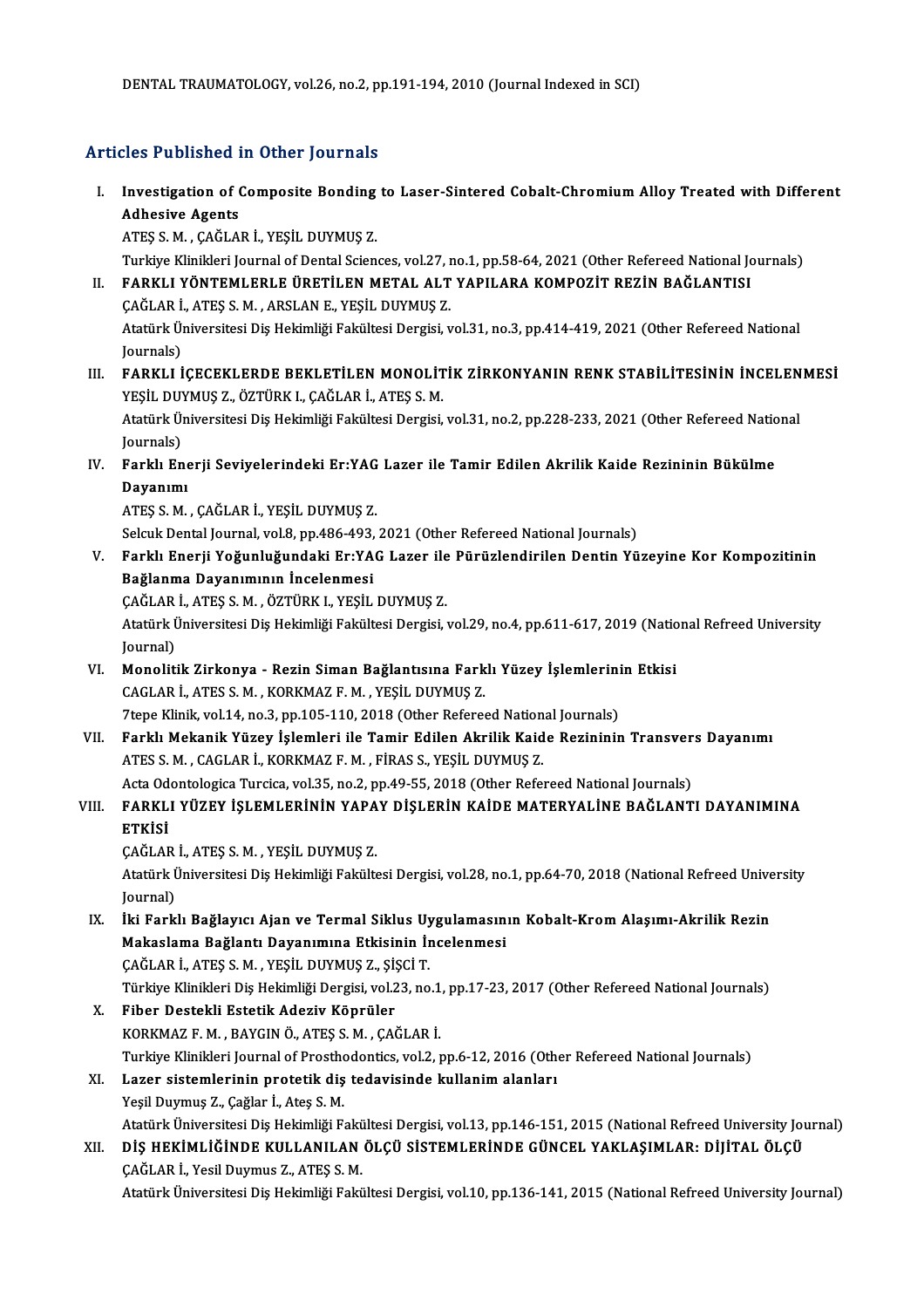DENTAL TRAUMATOLOGY, vol.26, no.2, pp.191-194, 2010 (Journal Indexed in SCI)

## Articles Published in Other Journals

I. **Investigation of Composite Bonding to Laser-Sintered Cobalt-Chromium Alloy Treated with Different Adhesive Agents**
   ATEŞ S. M. , ÇAĞLAR İ., YEŞİL DUYMUŞ Z.
   Turkiye Klinikleri Journal of Dental Sciences, vol.27, no.1, pp.58-64, 2021 (Other Refereed National Journals)

II. **FARKLI YÖNTEMLERLE ÜRETİLEN METAL ALT YAPILARA KOMPOZİT REZİN BAĞLANTISI**
   ÇAĞLAR İ., ATEŞ S. M. , ARSLAN E., YEŞİL DUYMUŞ Z.
   Atatürk Üniversitesi Diş Hekimliği Fakültesi Dergisi, vol.31, no.3, pp.414-419, 2021 (Other Refereed National Journals)

III. **FARKLI İÇECEKLERDE BEKLETİLEN MONOLİTİK ZİRKONYANIN RENK STABİLİTESİNİN İNCELENMESİ**
   YEŞİL DUYMUŞ Z., ÖZTÜRK I., ÇAĞLAR İ., ATEŞ S. M.
   Atatürk Üniversitesi Diş Hekimliği Fakültesi Dergisi, vol.31, no.2, pp.228-233, 2021 (Other Refereed National Journals)

IV. **Farklı Enerji Seviyelerindeki Er:YAG Lazer ile Tamir Edilen Akrilik Kaide Rezininin Bükülme Dayanımı**
   ATEŞ S. M. , ÇAĞLAR İ., YEŞİL DUYMUŞ Z.
   Selcuk Dental Journal, vol.8, pp.486-493, 2021 (Other Refereed National Journals)

V. **Farklı Enerji Yoğunluğundaki Er:YAG Lazer ile Pürüzlendirilen Dentin Yüzeyine Kor Kompozitinin Bağlanma Dayanımının İncelenmesi**
   ÇAĞLAR İ., ATEŞ S. M. , ÖZTÜRK I., YEŞİL DUYMUŞ Z.
   Atatürk Üniversitesi Diş Hekimliği Fakültesi Dergisi, vol.29, no.4, pp.611-617, 2019 (National Refreed University Journal)

VI. **Monolitik Zirkonya - Rezin Siman Bağlantısına Farklı Yüzey İşlemlerinin Etkisi**
   CAGLAR İ., ATES S. M. , KORKMAZ F. M. , YEŞİL DUYMUŞ Z.
   7tepe Klinik, vol.14, no.3, pp.105-110, 2018 (Other Refereed National Journals)

VII. **Farklı Mekanik Yüzey İşlemleri ile Tamir Edilen Akrilik Kaide Rezininin Transvers Dayanımı**
   ATES S. M. , CAGLAR İ., KORKMAZ F. M. , FİRAS S., YEŞİL DUYMUŞ Z.
   Acta Odontologica Turcica, vol.35, no.2, pp.49-55, 2018 (Other Refereed National Journals)

VIII. **FARKLI YÜZEY İŞLEMLERİNİN YAPAY DİŞLERİN KAİDE MATERYALİNE BAĞLANTI DAYANIMINA ETKİSİ**
   ÇAĞLAR İ., ATEŞ S. M. , YEŞİL DUYMUŞ Z.
   Atatürk Üniversitesi Diş Hekimliği Fakültesi Dergisi, vol.28, no.1, pp.64-70, 2018 (National Refreed University Journal)

IX. **İki Farklı Bağlayıcı Ajan ve Termal Siklus Uygulamasının Kobalt-Krom Alaşımı-Akrilik Rezin Makaslama Bağlantı Dayanımına Etkisinin İncelenmesi**
   ÇAĞLAR İ., ATEŞ S. M. , YEŞİL DUYMUŞ Z., ŞİŞCİ T.
   Türkiye Klinikleri Diş Hekimliği Dergisi, vol.23, no.1, pp.17-23, 2017 (Other Refereed National Journals)

X. **Fiber Destekli Estetik Adeziv Köprüler**
   KORKMAZ F. M. , BAYGIN Ö., ATEŞ S. M. , ÇAĞLAR İ.
   Turkiye Klinikleri Journal of Prosthodontics, vol.2, pp.6-12, 2016 (Other Refereed National Journals)

XI. **Lazer sistemlerinin protetik diş tedavisinde kullanim alanları**
   Yeşil Duymuş Z., Çağlar İ., Ateş S. M.
   Atatürk Üniversitesi Diş Hekimliği Fakültesi Dergisi, vol.13, pp.146-151, 2015 (National Refreed University Journal)

XII. **DİŞ HEKİMLİĞİNDE KULLANILAN ÖLÇÜ SİSTEMLERİNDE GÜNCEL YAKLAŞIMLAR: DİJİTAL ÖLÇÜ**
   ÇAĞLAR İ., Yesil Duymus Z., ATEŞ S. M.
   Atatürk Üniversitesi Diş Hekimliği Fakültesi Dergisi, vol.10, pp.136-141, 2015 (National Refreed University Journal)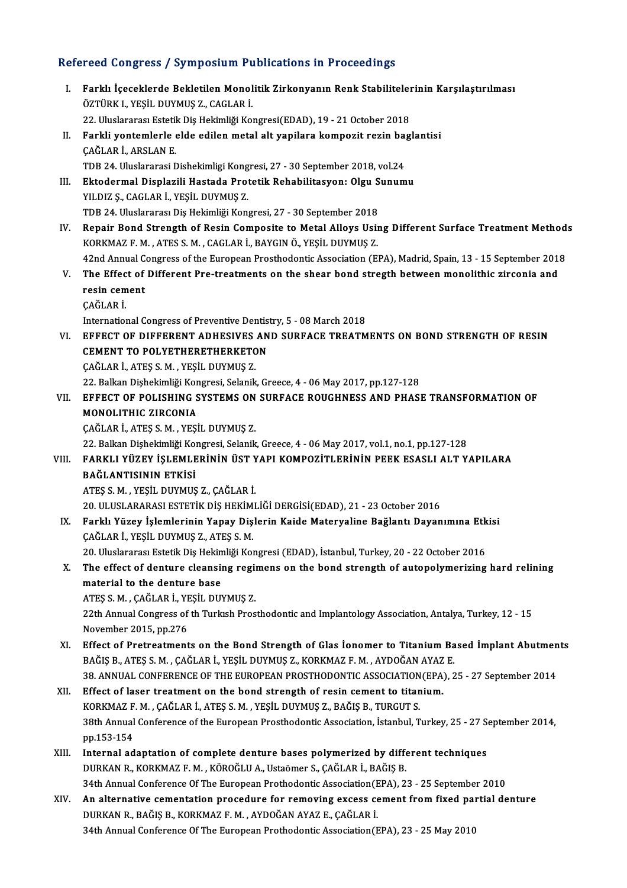## Refereed Congress / Symposium Publications in Proceedings

I. **Farklı İçeceklerde Bekletilen Monolitik Zirkonyanın Renk Stabilitelerinin Karşılaştırılması**
   ÖZTÜRK I., YEŞİL DUYMUŞ Z., CAGLAR İ.
   22. Uluslararası Estetik Diş Hekimliği Kongresi(EDAD), 19 - 21 October 2018

II. **Farkli yontemlerle elde edilen metal alt yapilara kompozit rezin baglantisi**
   ÇAĞLAR İ., ARSLAN E.
   TDB 24. Uluslararasi Dishekimligi Kongresi, 27 - 30 September 2018, vol.24

III. **Ektodermal Displazili Hastada Protetik Rehabilitasyon: Olgu Sunumu**
   YILDIZ Ş., CAGLAR İ., YEŞİL DUYMUŞ Z.
   TDB 24. Uluslararası Diş Hekimliği Kongresi, 27 - 30 September 2018

IV. **Repair Bond Strength of Resin Composite to Metal Alloys Using Different Surface Treatment Methods**
   KORKMAZ F. M. , ATES S. M. , CAGLAR İ., BAYGIN Ö., YEŞİL DUYMUŞ Z.
   42nd Annual Congress of the European Prosthodontic Association (EPA), Madrid, Spain, 13 - 15 September 2018

V. **The Effect of Different Pre-treatments on the shear bond stregth between monolithic zirconia and resin cement**
   ÇAĞLAR İ.
   International Congress of Preventive Dentistry, 5 - 08 March 2018

VI. **EFFECT OF DIFFERENT ADHESIVES AND SURFACE TREATMENTS ON BOND STRENGTH OF RESIN CEMENT TO POLYETHERETHERKETON**
   ÇAĞLAR İ., ATEŞ S. M. , YEŞİL DUYMUŞ Z.
   22. Balkan Dişhekimliği Kongresi, Selanik, Greece, 4 - 06 May 2017, pp.127-128

VII. **EFFECT OF POLISHING SYSTEMS ON SURFACE ROUGHNESS AND PHASE TRANSFORMATION OF MONOLITHIC ZIRCONIA**
   ÇAĞLAR İ., ATEŞ S. M. , YEŞİL DUYMUŞ Z.
   22. Balkan Dişhekimliği Kongresi, Selanik, Greece, 4 - 06 May 2017, vol.1, no.1, pp.127-128

VIII. **FARKLI YÜZEY İŞLEMLERİNİN ÜST YAPI KOMPOZİTLERİNİN PEEK ESASLI ALT YAPILARA BAĞLANTISININ ETKİSİ**
   ATEŞ S. M. , YEŞİL DUYMUŞ Z., ÇAĞLAR İ.
   20. ULUSLARARASI ESTETİK DİŞ HEKİMLİĞİ DERGİSİ(EDAD), 21 - 23 October 2016

IX. **Farklı Yüzey İşlemlerinin Yapay Dişlerin Kaide Materyaline Bağlantı Dayanımına Etkisi**
   ÇAĞLAR İ., YEŞİL DUYMUŞ Z., ATEŞ S. M.
   20. Uluslararası Estetik Diş Hekimliği Kongresi (EDAD), İstanbul, Turkey, 20 - 22 October 2016

X. **The effect of denture cleansing regimens on the bond strength of autopolymerizing hard relining material to the denture base**
   ATEŞ S. M. , ÇAĞLAR İ., YEŞİL DUYMUŞ Z.
   22th Annual Congress of th Turkısh Prosthodontic and Implantology Association, Antalya, Turkey, 12 - 15 November 2015, pp.276

XI. **Effect of Pretreatments on the Bond Strength of Glas İonomer to Titanium Based İmplant Abutments**
   BAĞIŞ B., ATEŞ S. M. , ÇAĞLAR İ., YEŞİL DUYMUŞ Z., KORKMAZ F. M. , AYDOĞAN AYAZ E.
   38. ANNUAL CONFERENCE OF THE EUROPEAN PROSTHODONTIC ASSOCIATION(EPA), 25 - 27 September 2014

XII. **Effect of laser treatment on the bond strength of resin cement to titanium.**
   KORKMAZ F. M. , ÇAĞLAR İ., ATEŞ S. M. , YEŞİL DUYMUŞ Z., BAĞIŞ B., TURGUT S.
   38th Annual Conference of the European Prosthodontic Association, İstanbul, Turkey, 25 - 27 September 2014, pp.153-154

XIII. **Internal adaptation of complete denture bases polymerized by different techniques**
   DURKAN R., KORKMAZ F. M. , KÖROĞLU A., Ustaömer S., ÇAĞLAR İ., BAĞIŞ B.
   34th Annual Conference Of The European Prothodontic Association(EPA), 23 - 25 September 2010

XIV. **An alternative cementation procedure for removing excess cement from fixed partial denture**
   DURKAN R., BAĞIŞ B., KORKMAZ F. M. , AYDOĞAN AYAZ E., ÇAĞLAR İ.
   34th Annual Conference Of The European Prothodontic Association(EPA), 23 - 25 May 2010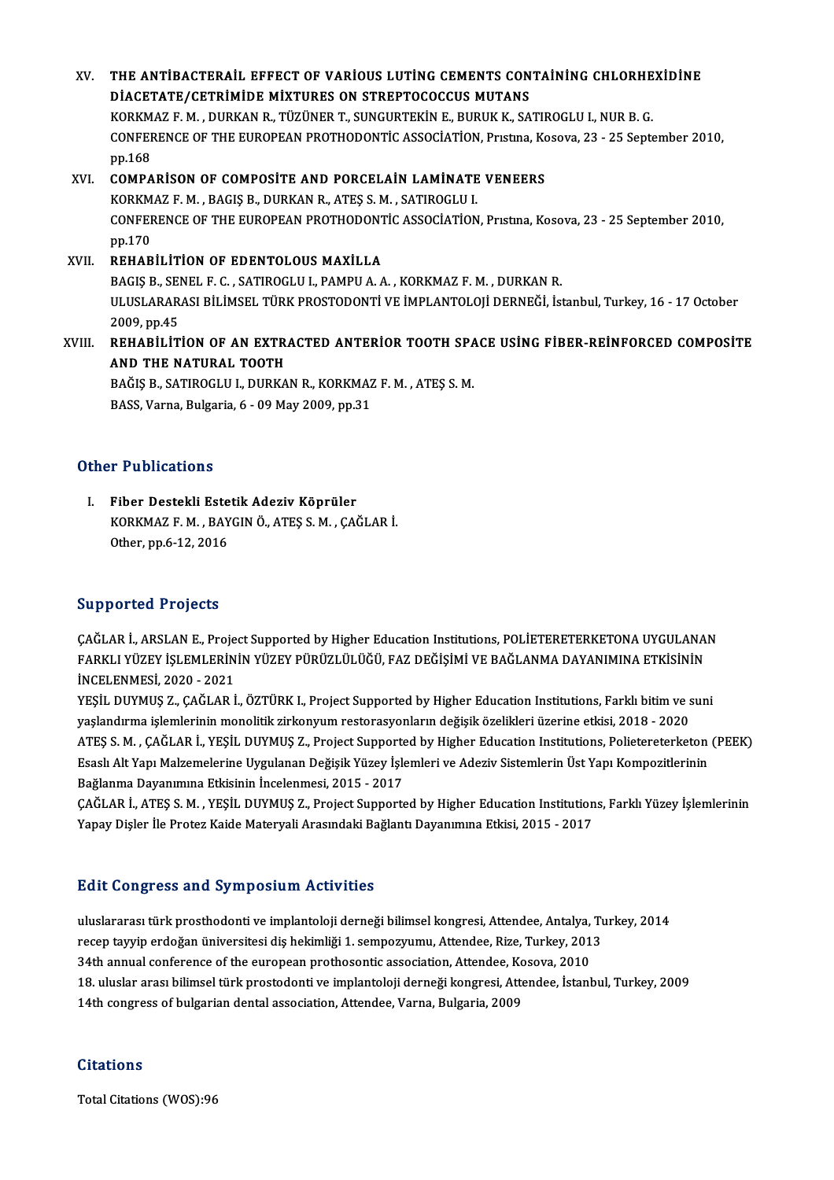XV. **THE ANTİBACTERAİL EFFECT OF VARİOUS LUTİNG CEMENTS CONTAİNİNG CHLORHEXİDİNE DİACETATE/CETRİMİDE MİXTURES ON STREPTOCOCCUS MUTANS**
KORKMAZ F. M. , DURKAN R., TÜZÜNER T., SUNGURTEKİN E., BURUK K., SATIROGLU I., NUR B. G.
CONFERENCE OF THE EUROPEAN PROTHODONTİC ASSOCİATİON, Prıstına, Kosova, 23 - 25 September 2010, pp.168

XVI. **COMPARİSON OF COMPOSİTE AND PORCELAİN LAMİNATE VENEERS**
KORKMAZ F. M. , BAGIŞ B., DURKAN R., ATEŞ S. M. , SATIROGLU I.
CONFERENCE OF THE EUROPEAN PROTHODONTİC ASSOCİATİON, Prıstına, Kosova, 23 - 25 September 2010, pp.170

XVII. **REHABİLİTİON OF EDENTOLOUS MAXİLLA**
BAGIŞ B., SENEL F. C. , SATIROGLU I., PAMPU A. A. , KORKMAZ F. M. , DURKAN R.
ULUSLARARASI BİLİMSEL TÜRK PROSTODONTİ VE İMPLANTOLOJİ DERNEĞİ, İstanbul, Turkey, 16 - 17 October 2009, pp.45

XVIII. **REHABİLİTİON OF AN EXTRACTED ANTERİOR TOOTH SPACE USİNG FİBER-REİNFORCED COMPOSİTE AND THE NATURAL TOOTH**
BAĞIŞ B., SATIROGLU I., DURKAN R., KORKMAZ F. M. , ATEŞ S. M.
BASS, Varna, Bulgaria, 6 - 09 May 2009, pp.31

## Other Publications

I. **Fiber Destekli Estetik Adeziv Köprüler**
KORKMAZ F. M. , BAYGIN Ö., ATEŞ S. M. , ÇAĞLAR İ.
Other, pp.6-12, 2016

## Supported Projects

ÇAĞLAR İ., ARSLAN E., Project Supported by Higher Education Institutions, POLİETERETERKETONA UYGULANAN FARKLI YÜZEY İŞLEMLERİNİN YÜZEY PÜRÜZLÜLÜĞÜ, FAZ DEĞİŞİMİ VE BAĞLANMA DAYANIMINA ETKİSİNİN İNCELENMESİ, 2020 - 2021

YEŞİL DUYMUŞ Z., ÇAĞLAR İ., ÖZTÜRK I., Project Supported by Higher Education Institutions, Farklı bitim ve suni yaşlandırma işlemlerinin monolitik zirkonyum restorasyonların değişik özelikleri üzerine etkisi, 2018 - 2020

ATEŞ S. M. , ÇAĞLAR İ., YEŞİL DUYMUŞ Z., Project Supported by Higher Education Institutions, Polietereterketon (PEEK) Esaslı Alt Yapı Malzemelerine Uygulanan Değişik Yüzey İşlemleri ve Adeziv Sistemlerin Üst Yapı Kompozitlerinin Bağlanma Dayanımına Etkisinin İncelenmesi, 2015 - 2017

ÇAĞLAR İ., ATEŞ S. M. , YEŞİL DUYMUŞ Z., Project Supported by Higher Education Institutions, Farklı Yüzey İşlemlerinin Yapay Dişler İle Protez Kaide Materyali Arasındaki Bağlantı Dayanımına Etkisi, 2015 - 2017

## Edit Congress and Symposium Activities

uluslararası türk prosthodonti ve implantoloji derneği bilimsel kongresi, Attendee, Antalya, Turkey, 2014
recep tayyip erdoğan üniversitesi diş hekimliği 1. sempozyumu, Attendee, Rize, Turkey, 2013
34th annual conference of the european prothosontic association, Attendee, Kosova, 2010
18. uluslar arası bilimsel türk prostodonti ve implantoloji derneği kongresi, Attendee, İstanbul, Turkey, 2009
14th congress of bulgarian dental association, Attendee, Varna, Bulgaria, 2009

## Citations

Total Citations (WOS):96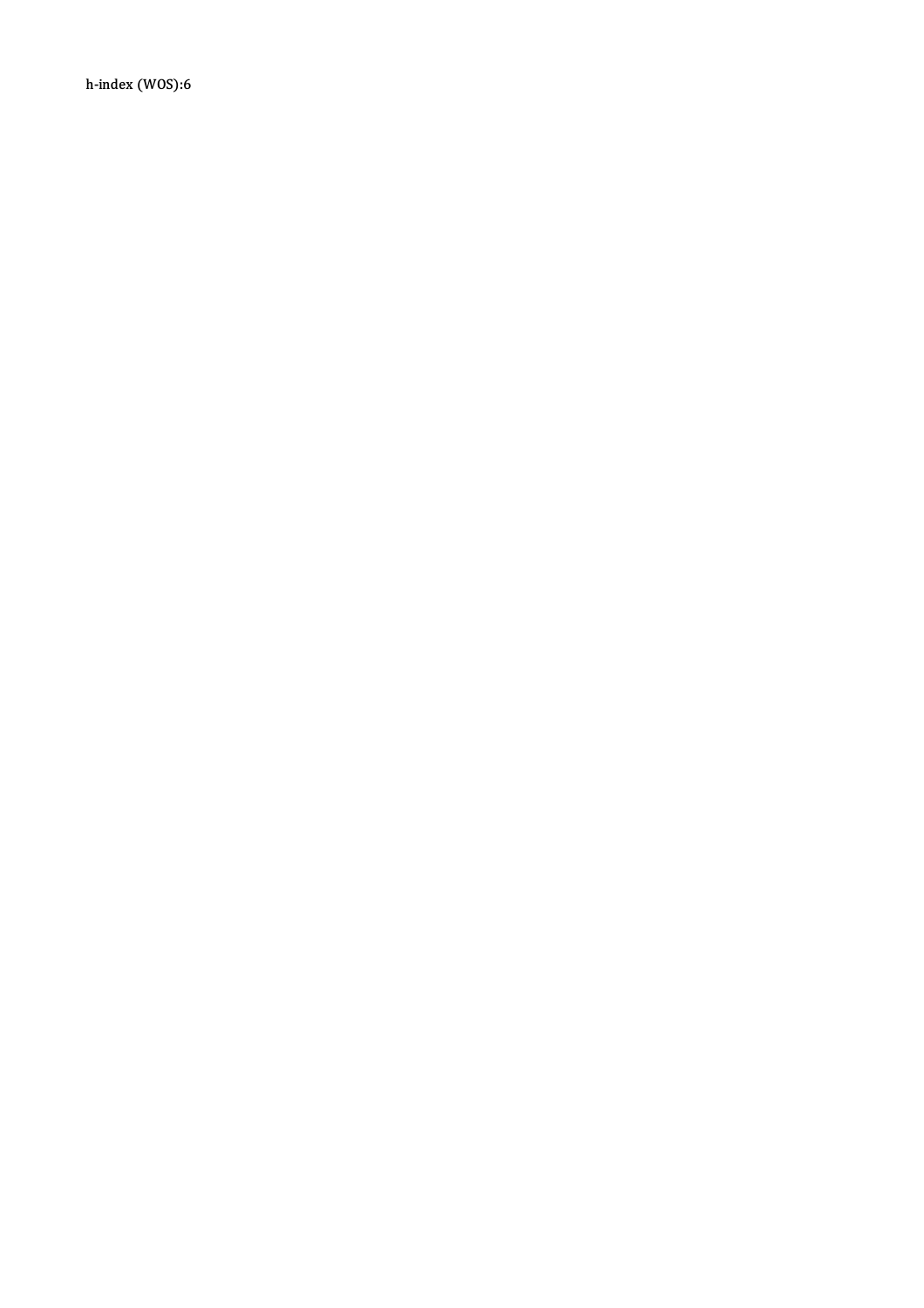h-index (WOS):6